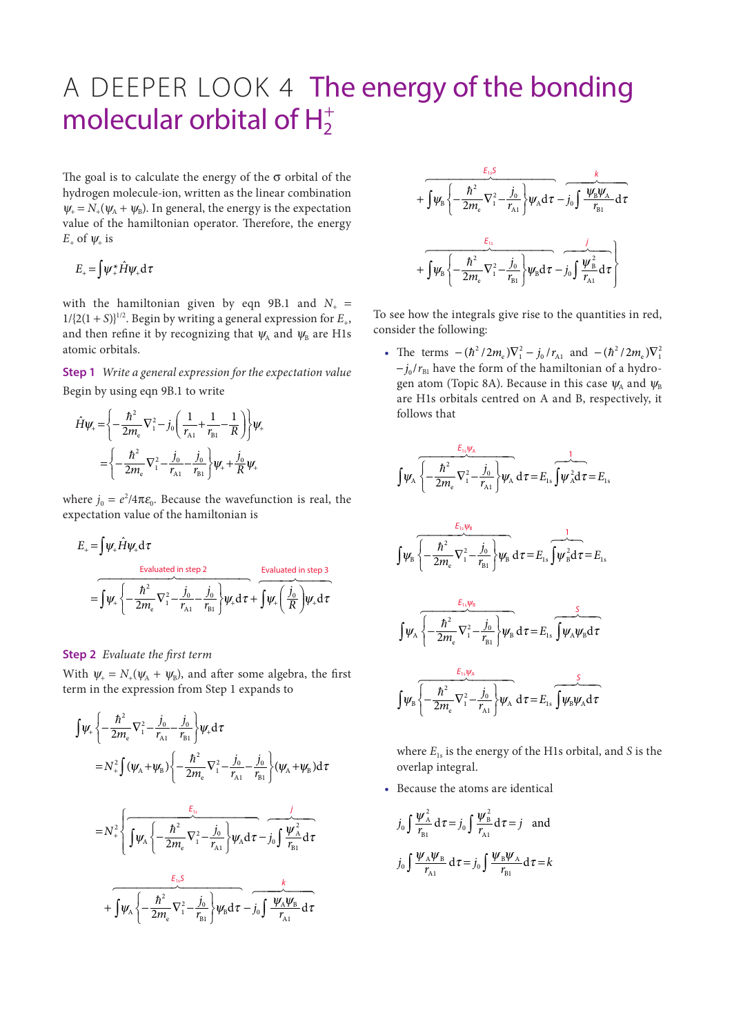# A DEEPER LOOK 4 The energy of the bonding molecular orbital of $H_2^+$

The goal is to calculate the energy of the σ orbital of the hydrogen molecule-ion, written as the linear combination $\psi_+ = N_+(\psi_A + \psi_B)$. In general, the energy is the expectation value of the hamiltonian operator. Therefore, the energy $E_+$ of $\psi_+$ is

$$E_+ = \int \psi_+^* \hat{H} \psi_+ \mathrm{d}\tau$$

with the hamiltonian given by eqn 9B.1 and $N_+ = 1/\{2(1+S)\}^{1/2}$. Begin by writing a general expression for $E_+$, and then refine it by recognizing that $\psi_A$ and $\psi_B$ are H1s atomic orbitals.

**Step 1** *Write a general expression for the expectation value*

Begin by using eqn 9B.1 to write

$$\hat{H}\psi_+ = \left\{-\frac{\hbar^2}{2m_e}\nabla_1^2 - j_0\left(\frac{1}{r_{A1}} + \frac{1}{r_{B1}} - \frac{1}{R}\right)\right\}\psi_+$$

$$= \left\{-\frac{\hbar^2}{2m_e}\nabla_1^2 - \frac{j_0}{r_{A1}} - \frac{j_0}{r_{B1}}\right\}\psi_+ + \frac{j_0}{R}\psi_+$$

where $j_0 = e^2/4\pi\varepsilon_0$. Because the wavefunction is real, the expectation value of the hamiltonian is

$$E_+ = \int \psi_+ \hat{H} \psi_+ \mathrm{d}\tau$$

$$= \overbrace{\int \psi_+ \left\{-\frac{\hbar^2}{2m_e}\nabla_1^2 - \frac{j_0}{r_{A1}} - \frac{j_0}{r_{B1}}\right\}\psi_+ \mathrm{d}\tau}^{\text{Evaluated in step 2}} + \overbrace{\int \psi_+ \left(\frac{j_0}{R}\right)\psi_+ \mathrm{d}\tau}^{\text{Evaluated in step 3}}$$

**Step 2** *Evaluate the first term*

With $\psi_+ = N_+(\psi_A + \psi_B)$, and after some algebra, the first term in the expression from Step 1 expands to

$$\int \psi_+ \left\{-\frac{\hbar^2}{2m_e}\nabla_1^2 - \frac{j_0}{r_{A1}} - \frac{j_0}{r_{B1}}\right\}\psi_+ \mathrm{d}\tau$$

$$= N_+^2 \int (\psi_A + \psi_B)\left\{-\frac{\hbar^2}{2m_e}\nabla_1^2 - \frac{j_0}{r_{A1}} - \frac{j_0}{r_{B1}}\right\}(\psi_A + \psi_B)\mathrm{d}\tau$$

$$= N_+^2 \left\{ \overbrace{\int \psi_A \left\{-\frac{\hbar^2}{2m_e}\nabla_1^2 - \frac{j_0}{r_{A1}}\right\}\psi_A \mathrm{d}\tau}^{E_{1s}} - \overbrace{j_0 \int \frac{\psi_A^2}{r_{B1}}\mathrm{d}\tau}^{j} \right.$$

$$+ \overbrace{\int \psi_A \left\{-\frac{\hbar^2}{2m_e}\nabla_1^2 - \frac{j_0}{r_{B1}}\right\}\psi_B \mathrm{d}\tau}^{E_{1s}S} - \overbrace{j_0 \int \frac{\psi_A \psi_B}{r_{A1}}\mathrm{d}\tau}^{k}$$

$$+ \overbrace{\int \psi_B \left\{-\frac{\hbar^2}{2m_e}\nabla_1^2 - \frac{j_0}{r_{A1}}\right\}\psi_A \mathrm{d}\tau}^{E_{1s}S} - \overbrace{j_0 \int \frac{\psi_B \psi_A}{r_{B1}}\mathrm{d}\tau}^{k}$$

$$\left. + \overbrace{\int \psi_B \left\{-\frac{\hbar^2}{2m_e}\nabla_1^2 - \frac{j_0}{r_{B1}}\right\}\psi_B \mathrm{d}\tau}^{E_{1s}} - \overbrace{j_0 \int \frac{\psi_B^2}{r_{A1}}\mathrm{d}\tau}^{j} \right\}$$

To see how the integrals give rise to the quantities in red, consider the following:

- The terms $-(\hbar^2/2m_e)\nabla_1^2 - j_0/r_{A1}$ and $-(\hbar^2/2m_e)\nabla_1^2 - j_0/r_{B1}$ have the form of the hamiltonian of a hydrogen atom (Topic 8A). Because in this case $\psi_A$ and $\psi_B$ are H1s orbitals centred on A and B, respectively, it follows that

$$\int \psi_A \overbrace{\left\{-\frac{\hbar^2}{2m_e}\nabla_1^2 - \frac{j_0}{r_{A1}}\right\}\psi_A}^{E_{1s}\psi_A} \mathrm{d}\tau = E_{1s}\overbrace{\int \psi_A^2 \mathrm{d}\tau}^{1} = E_{1s}$$

$$\int \psi_B \overbrace{\left\{-\frac{\hbar^2}{2m_e}\nabla_1^2 - \frac{j_0}{r_{B1}}\right\}\psi_B}^{E_{1s}\psi_B} \mathrm{d}\tau = E_{1s}\overbrace{\int \psi_B^2 \mathrm{d}\tau}^{1} = E_{1s}$$

$$\int \psi_A \overbrace{\left\{-\frac{\hbar^2}{2m_e}\nabla_1^2 - \frac{j_0}{r_{B1}}\right\}\psi_B}^{E_{1s}\psi_B} \mathrm{d}\tau = E_{1s}\overbrace{\int \psi_A \psi_B \mathrm{d}\tau}^{S}$$

$$\int \psi_B \overbrace{\left\{-\frac{\hbar^2}{2m_e}\nabla_1^2 - \frac{j_0}{r_{A1}}\right\}\psi_A}^{E_{1s}\psi_A} \mathrm{d}\tau = E_{1s}\overbrace{\int \psi_B \psi_A \mathrm{d}\tau}^{S}$$

where $E_{1s}$ is the energy of the H1s orbital, and $S$ is the overlap integral.

- Because the atoms are identical

$$j_0 \int \frac{\psi_A^2}{r_{B1}}\mathrm{d}\tau = j_0 \int \frac{\psi_B^2}{r_{A1}}\mathrm{d}\tau = j \quad \text{and}$$

$$j_0 \int \frac{\psi_A \psi_B}{r_{A1}}\mathrm{d}\tau = j_0 \int \frac{\psi_B \psi_A}{r_{B1}}\mathrm{d}\tau = k$$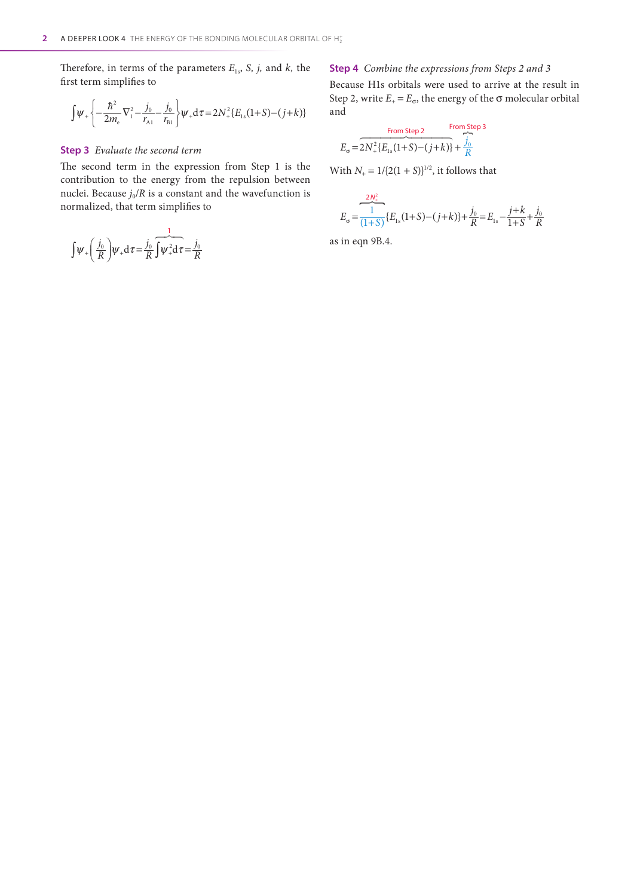Therefore, in terms of the parameters $E_{1s}$, $S$, $j$, and $k$, the first term simplifies to

$$\int \psi_+ \left\{ -\frac{\hbar^2}{2m_e}\nabla_1^2 - \frac{j_0}{r_{A1}} - \frac{j_0}{r_{B1}} \right\} \psi_+ \mathrm{d}\tau = 2N_+^2\{E_{1s}(1+S)-(j+k)\}$$

**Step 3** *Evaluate the second term*

The second term in the expression from Step 1 is the contribution to the energy from the repulsion between nuclei. Because $j_0/R$ is a constant and the wavefunction is normalized, that term simplifies to

$$\int \psi_+ \left( \frac{j_0}{R} \right) \psi_+ \mathrm{d}\tau = \frac{j_0}{R} \overbrace{\int \psi_+^2 \mathrm{d}\tau}^{1} = \frac{j_0}{R}$$

**Step 4** *Combine the expressions from Steps 2 and 3*

Because H1s orbitals were used to arrive at the result in Step 2, write $E_+ = E_\sigma$, the energy of the σ molecular orbital and

$$E_\sigma = \overbrace{2N_+^2\{E_{1s}(1+S)-(j+k)\}}^{\text{From Step 2}} + \overbrace{\frac{j_0}{R}}^{\text{From Step 3}}$$

With $N_+ = 1/\{2(1+S)\}^{1/2}$, it follows that

$$E_\sigma = \overbrace{\frac{1}{(1+S)}}^{2N_+^2}\{E_{1s}(1+S)-(j+k)\} + \frac{j_0}{R} = E_{1s} - \frac{j+k}{1+S} + \frac{j_0}{R}$$

as in eqn 9B.4.